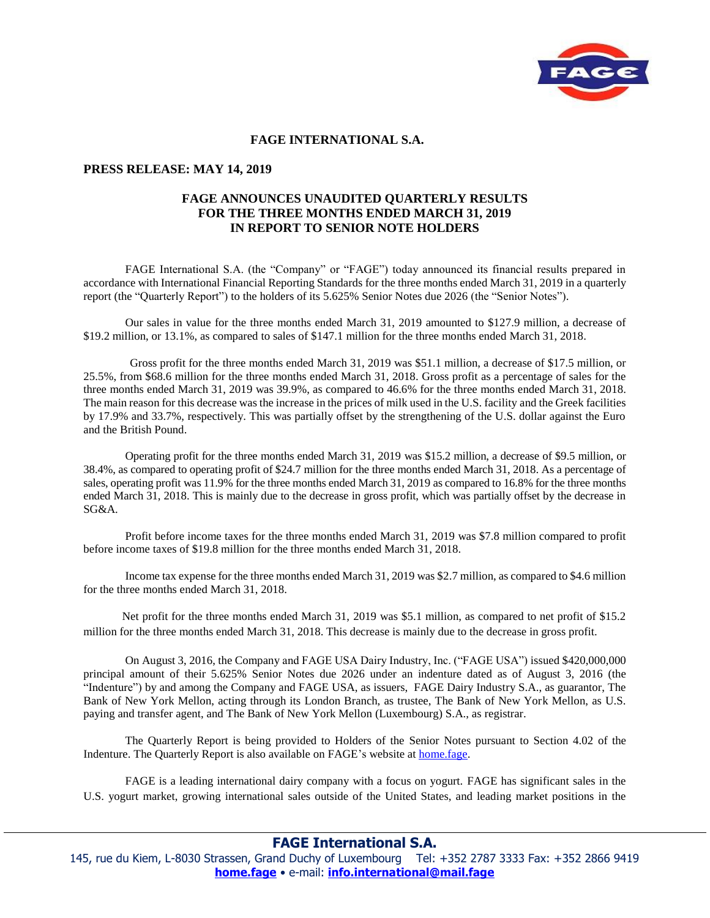# FAGE INTERNATIONAL S.A.

**PRESS RELEASE: MAY 14, 2019**

## FAGE ANNOUNCES UNAUDITED QUARTERLY RESULTS FOR THE THREE MONTHS ENDED MARCH 31, 2019 IN REPORT TO SENIOR NOTE HOLDERS

FAGE International S.A. (the "Company" or "FAGE") today announced its financial results prepared in accordance with International Financial Reporting Standards for the three months ended March 31, 2019 in a quarterly report (the "Quarterly Report") to the holders of its 5.625% Senior Notes due 2026 (the "Senior Notes").

Our sales in value for the three months ended March 31, 2019 amounted to $127.9 million, a decrease of $19.2 million, or 13.1%, as compared to sales of $147.1 million for the three months ended March 31, 2018.

Gross profit for the three months ended March 31, 2019 was $51.1 million, a decrease of $17.5 million, or 25.5%, from $68.6 million for the three months ended March 31, 2018. Gross profit as a percentage of sales for the three months ended March 31, 2019 was 39.9%, as compared to 46.6% for the three months ended March 31, 2018. The main reason for this decrease was the increase in the prices of milk used in the U.S. facility and the Greek facilities by 17.9% and 33.7%, respectively. This was partially offset by the strengthening of the U.S. dollar against the Euro and the British Pound.

Operating profit for the three months ended March 31, 2019 was $15.2 million, a decrease of $9.5 million, or 38.4%, as compared to operating profit of $24.7 million for the three months ended March 31, 2018. As a percentage of sales, operating profit was 11.9% for the three months ended March 31, 2019 as compared to 16.8% for the three months ended March 31, 2018. This is mainly due to the decrease in gross profit, which was partially offset by the decrease in SG&A.

Profit before income taxes for the three months ended March 31, 2019 was $7.8 million compared to profit before income taxes of $19.8 million for the three months ended March 31, 2018.

Income tax expense for the three months ended March 31, 2019 was $2.7 million, as compared to $4.6 million for the three months ended March 31, 2018.

Net profit for the three months ended March 31, 2019 was $5.1 million, as compared to net profit of $15.2 million for the three months ended March 31, 2018. This decrease is mainly due to the decrease in gross profit.

On August 3, 2016, the Company and FAGE USA Dairy Industry, Inc. ("FAGE USA") issued $420,000,000 principal amount of their 5.625% Senior Notes due 2026 under an indenture dated as of August 3, 2016 (the "Indenture") by and among the Company and FAGE USA, as issuers, FAGE Dairy Industry S.A., as guarantor, The Bank of New York Mellon, acting through its London Branch, as trustee, The Bank of New York Mellon, as U.S. paying and transfer agent, and The Bank of New York Mellon (Luxembourg) S.A., as registrar.

The Quarterly Report is being provided to Holders of the Senior Notes pursuant to Section 4.02 of the Indenture. The Quarterly Report is also available on FAGE's website at home.fage.

FAGE is a leading international dairy company with a focus on yogurt. FAGE has significant sales in the U.S. yogurt market, growing international sales outside of the United States, and leading market positions in the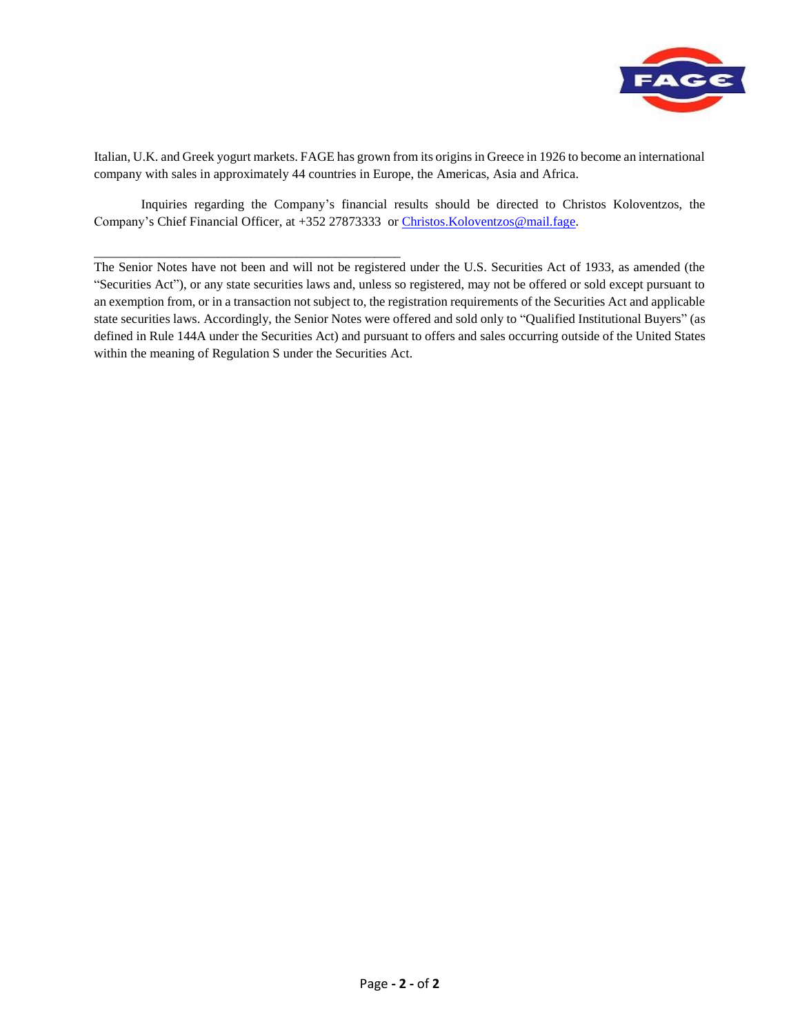Italian, U.K. and Greek yogurt markets. FAGE has grown from its origins in Greece in 1926 to become an international company with sales in approximately 44 countries in Europe, the Americas, Asia and Africa.

Inquiries regarding the Company's financial results should be directed to Christos Koloventzos, the Company's Chief Financial Officer, at +352 27873333 or Christos.Koloventzos@mail.fage.

---

The Senior Notes have not been and will not be registered under the U.S. Securities Act of 1933, as amended (the "Securities Act"), or any state securities laws and, unless so registered, may not be offered or sold except pursuant to an exemption from, or in a transaction not subject to, the registration requirements of the Securities Act and applicable state securities laws. Accordingly, the Senior Notes were offered and sold only to "Qualified Institutional Buyers" (as defined in Rule 144A under the Securities Act) and pursuant to offers and sales occurring outside of the United States within the meaning of Regulation S under the Securities Act.